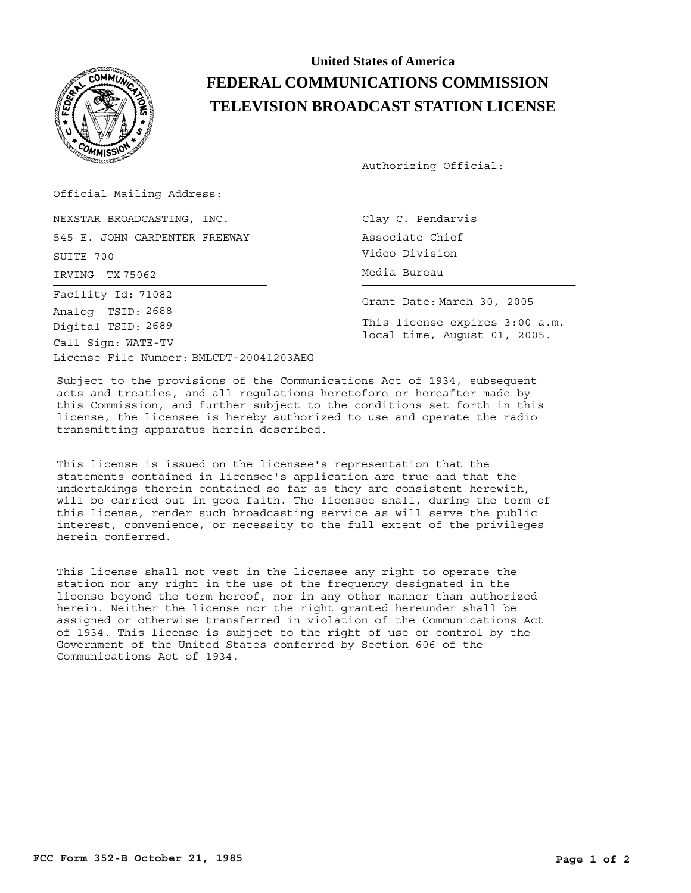# United States of America

# FEDERAL COMMUNICATIONS COMMISSION

# TELEVISION BROADCAST STATION LICENSE

Authorizing Official:

Official Mailing Address:

NEXSTAR BROADCASTING, INC.
545 E. JOHN CARPENTER FREEWAY
SUITE 700
IRVING TX 75062

Clay C. Pendarvis
Associate Chief
Video Division
Media Bureau

Facility Id: 71082
Analog TSID: 2688
Digital TSID: 2689
Call Sign: WATE-TV
License File Number: BMLCDT-20041203AEG

Grant Date: March 30, 2005

This license expires 3:00 a.m. local time, August 01, 2005.

Subject to the provisions of the Communications Act of 1934, subsequent acts and treaties, and all regulations heretofore or hereafter made by this Commission, and further subject to the conditions set forth in this license, the licensee is hereby authorized to use and operate the radio transmitting apparatus herein described.

This license is issued on the licensee's representation that the statements contained in licensee's application are true and that the undertakings therein contained so far as they are consistent herewith, will be carried out in good faith. The licensee shall, during the term of this license, render such broadcasting service as will serve the public interest, convenience, or necessity to the full extent of the privileges herein conferred.

This license shall not vest in the licensee any right to operate the station nor any right in the use of the frequency designated in the license beyond the term hereof, nor in any other manner than authorized herein. Neither the license nor the right granted hereunder shall be assigned or otherwise transferred in violation of the Communications Act of 1934. This license is subject to the right of use or control by the Government of the United States conferred by Section 606 of the Communications Act of 1934.

FCC Form 352-B October 21, 1985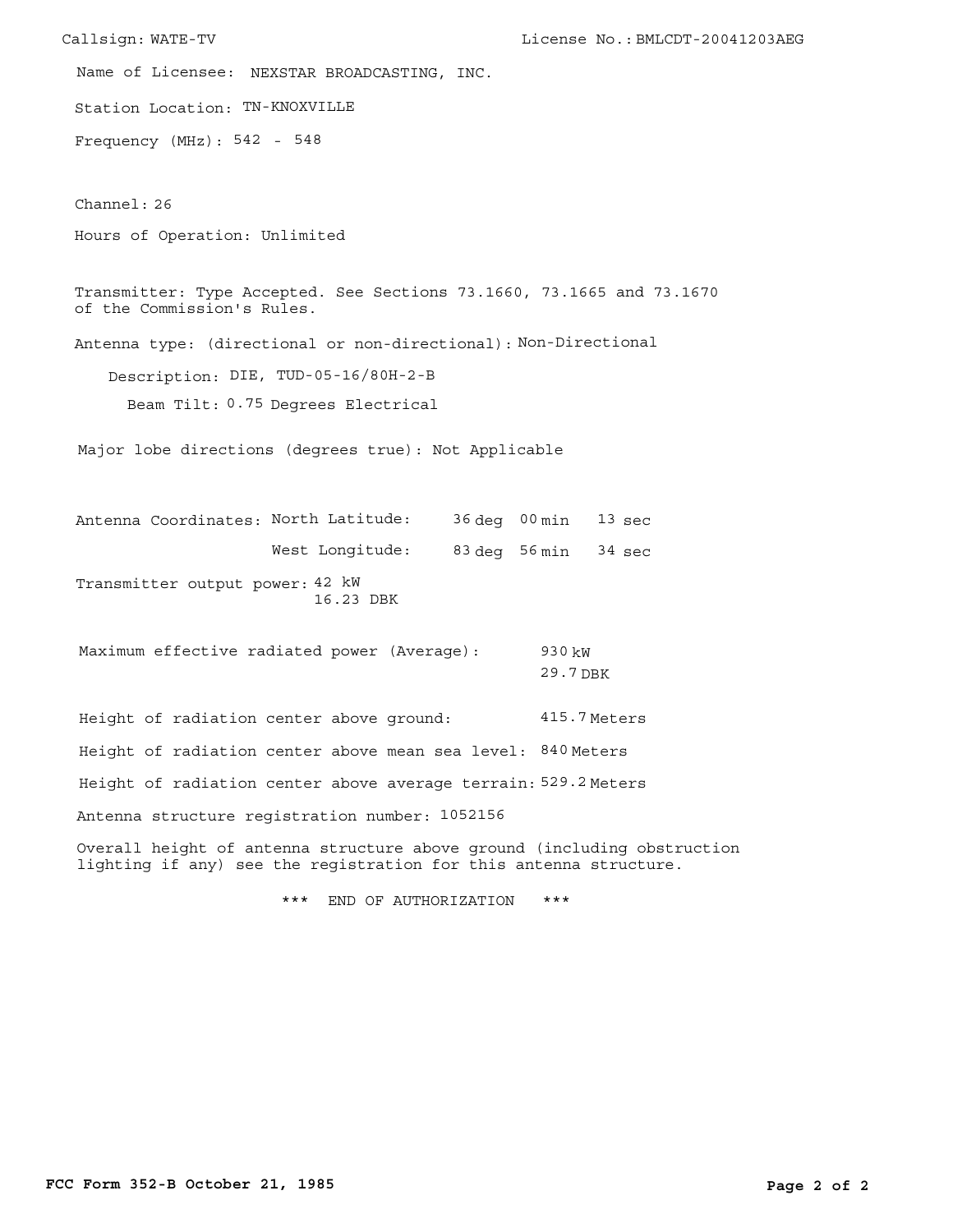Callsign: WATE-TV License No.: BMLCDT-20041203AEG

Name of Licensee: NEXSTAR BROADCASTING, INC.

Station Location: TN-KNOXVILLE

Frequency (MHz): 542 - 548

Channel: 26

Hours of Operation: Unlimited

Transmitter: Type Accepted. See Sections 73.1660, 73.1665 and 73.1670 of the Commission's Rules.

Antenna type: (directional or non-directional): Non-Directional

Description: DIE, TUD-05-16/80H-2-B

Beam Tilt: 0.75 Degrees Electrical

Major lobe directions (degrees true): Not Applicable

Antenna Coordinates: North Latitude: 36 deg 00 min 13 sec

West Longitude: 83 deg 56 min 34 sec

Transmitter output power: 42 kW
16.23 DBK

Maximum effective radiated power (Average): 930 kW
29.7 DBK

Height of radiation center above ground: 415.7 Meters

Height of radiation center above mean sea level: 840 Meters

Height of radiation center above average terrain: 529.2 Meters

Antenna structure registration number: 1052156

Overall height of antenna structure above ground (including obstruction lighting if any) see the registration for this antenna structure.

*** END OF AUTHORIZATION ***

FCC Form 352-B October 21, 1985